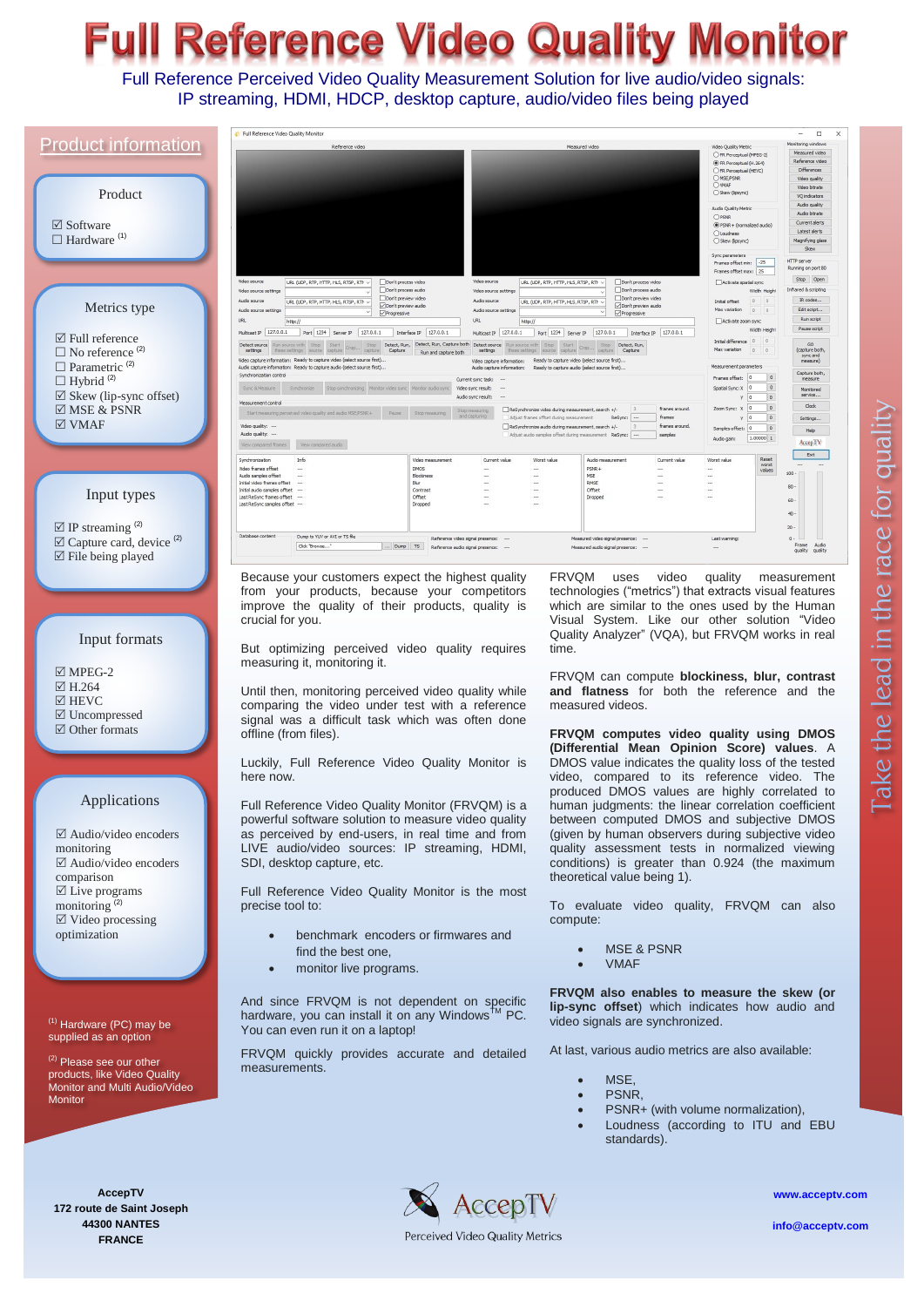# Full Reference Video Quality Monitor

Full Reference Perceived Video Quality Measurement Solution for live audio/video signals:
IP streaming, HDMI, HDCP, desktop capture, audio/video files being played

## Product information

### Product

- ☑ Software
- ☐ Hardware [1]

### Metrics type

- ☑ Full reference
- ☐ No reference [2]
- ☐ Parametric [2]
- ☐ Hybrid [2]
- ☑ Skew (lip-sync offset)
- ☑ MSE & PSNR
- ☑ VMAF

### Input types

- ☑ IP streaming [2]
- ☑ Capture card, device [2]
- ☑ File being played

### Input formats

- ☑ MPEG-2
- ☑ H.264
- ☑ HEVC
- ☑ Uncompressed
- ☑ Other formats

### Applications

- ☑ Audio/video encoders monitoring
- ☑ Audio/video encoders comparison
- ☑ Live programs monitoring [2]
- ☑ Video processing optimization

[1] Hardware (PC) may be supplied as an option

[2] Please see our other products, like Video Quality Monitor and Multi Audio/Video Monitor

Because your customers expect the highest quality from your products, because your competitors improve the quality of their products, quality is crucial for you.

But optimizing perceived video quality requires measuring it, monitoring it.

Until then, monitoring perceived video quality while comparing the video under test with a reference signal was a difficult task which was often done offline (from files).

Luckily, Full Reference Video Quality Monitor is here now.

Full Reference Video Quality Monitor (FRVQM) is a powerful software solution to measure video quality as perceived by end-users, in real time and from LIVE audio/video sources: IP streaming, HDMI, SDI, desktop capture, etc.

Full Reference Video Quality Monitor is the most precise tool to:

- benchmark encoders or firmwares and find the best one,
- monitor live programs.

And since FRVQM is not dependent on specific hardware, you can install it on any Windows™ PC. You can even run it on a laptop!

FRVQM quickly provides accurate and detailed measurements.

FRVQM uses video quality measurement technologies ("metrics") that extracts visual features which are similar to the ones used by the Human Visual System. Like our other solution "Video Quality Analyzer" (VQA), but FRVQM works in real time.

FRVQM can compute **blockiness, blur, contrast and flatness** for both the reference and the measured videos.

**FRVQM computes video quality using DMOS (Differential Mean Opinion Score) values**. A DMOS value indicates the quality loss of the tested video, compared to its reference video. The produced DMOS values are highly correlated to human judgments: the linear correlation coefficient between computed DMOS and subjective DMOS (given by human observers during subjective video quality assessment tests in normalized viewing conditions) is greater than 0.924 (the maximum theoretical value being 1).

To evaluate video quality, FRVQM can also compute:

- MSE & PSNR
- VMAF

**FRVQM also enables to measure the skew (or lip-sync offset)** which indicates how audio and video signals are synchronized.

At last, various audio metrics are also available:

- MSE,
- PSNR,
- PSNR+ (with volume normalization),
- Loudness (according to ITU and EBU standards).

Take the lead in the race for quality

AccepTV
172 route de Saint Joseph
44300 NANTES
FRANCE

AccepTV
Perceived Video Quality Metrics

www.acceptv.com

info@acceptv.com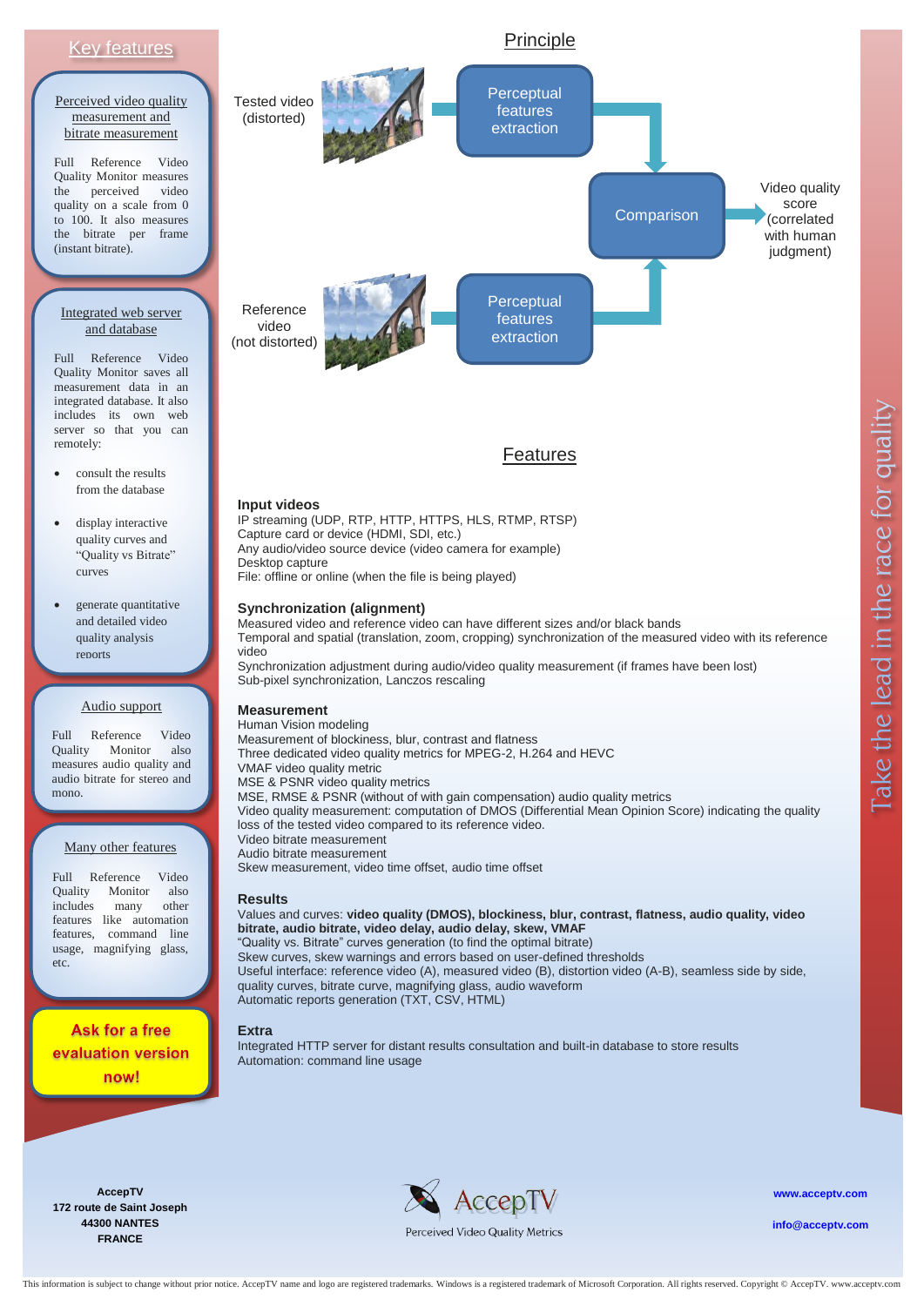## Key features

### Perceived video quality measurement and bitrate measurement

Full Reference Video Quality Monitor measures the perceived video quality on a scale from 0 to 100. It also measures the bitrate per frame (instant bitrate).

### Integrated web server and database

Full Reference Video Quality Monitor saves all measurement data in an integrated database. It also includes its own web server so that you can remotely:

- consult the results from the database
- display interactive quality curves and "Quality vs Bitrate" curves
- generate quantitative and detailed video quality analysis reports

### Audio support

Full Reference Video Quality Monitor also measures audio quality and audio bitrate for stereo and mono.

### Many other features

Full Reference Video Quality Monitor also includes many other features like automation features, command line usage, magnifying glass, etc.

**Ask for a free evaluation version now!**

## Principle

Tested video (distorted)

Perceptual features extraction

Comparison

Video quality score (correlated with human judgment)

Reference video (not distorted)

Perceptual features extraction

## Features

**Input videos**
IP streaming (UDP, RTP, HTTP, HTTPS, HLS, RTMP, RTSP)
Capture card or device (HDMI, SDI, etc.)
Any audio/video source device (video camera for example)
Desktop capture
File: offline or online (when the file is being played)

**Synchronization (alignment)**
Measured video and reference video can have different sizes and/or black bands
Temporal and spatial (translation, zoom, cropping) synchronization of the measured video with its reference video
Synchronization adjustment during audio/video quality measurement (if frames have been lost)
Sub-pixel synchronization, Lanczos rescaling

**Measurement**
Human Vision modeling
Measurement of blockiness, blur, contrast and flatness
Three dedicated video quality metrics for MPEG-2, H.264 and HEVC
VMAF video quality metric
MSE & PSNR video quality metrics
MSE, RMSE & PSNR (without of with gain compensation) audio quality metrics
Video quality measurement: computation of DMOS (Differential Mean Opinion Score) indicating the quality loss of the tested video compared to its reference video.
Video bitrate measurement
Audio bitrate measurement
Skew measurement, video time offset, audio time offset

**Results**
Values and curves: **video quality (DMOS), blockiness, blur, contrast, flatness, audio quality, video bitrate, audio bitrate, video delay, audio delay, skew, VMAF**
"Quality vs. Bitrate" curves generation (to find the optimal bitrate)
Skew curves, skew warnings and errors based on user-defined thresholds
Useful interface: reference video (A), measured video (B), distortion video (A-B), seamless side by side, quality curves, bitrate curve, magnifying glass, audio waveform
Automatic reports generation (TXT, CSV, HTML)

**Extra**
Integrated HTTP server for distant results consultation and built-in database to store results
Automation: command line usage

Take the lead in the race for quality

**AccepTV**
**172 route de Saint Joseph**
**44300 NANTES**
**FRANCE**

AccepTV
Perceived Video Quality Metrics

**www.acceptv.com**

**info@acceptv.com**

This information is subject to change without prior notice. AccepTV name and logo are registered trademarks. Windows is a registered trademark of Microsoft Corporation. All rights reserved. Copyright © AccepTV. www.acceptv.com